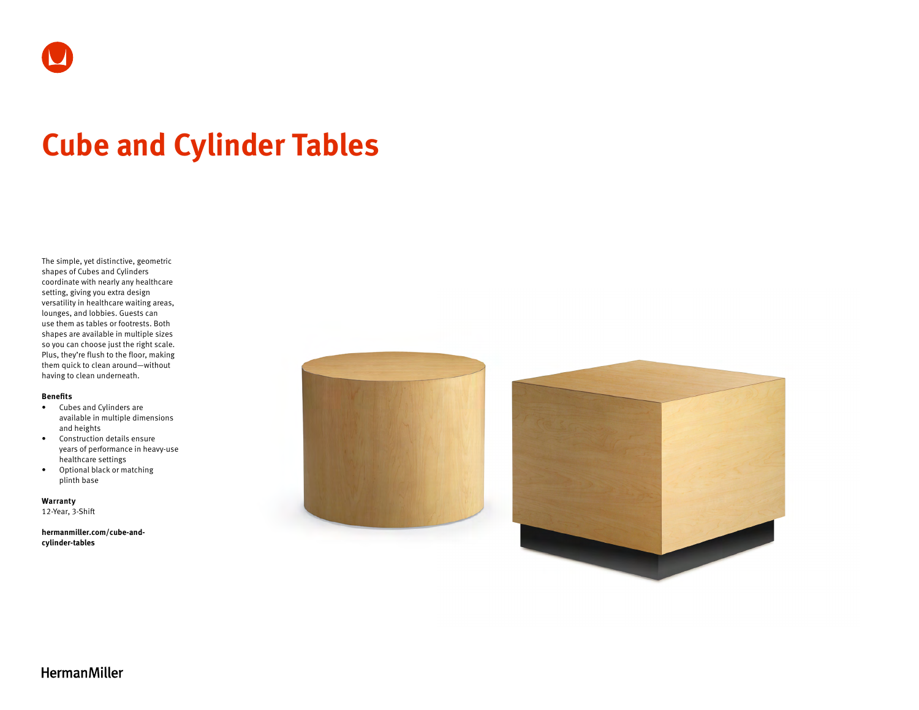# Cube and Cylinder Tables

The simple, yet distinctive, geometric shapes of Cubes and Cylinders coordinate with nearly any healthcare setting, giving you extra design versatility in healthcare waiting areas, lounges, and lobbies. Guests can use them as tables or footrests. Both shapes are available in multiple sizes so you can choose just the right scale. Plus, they're flush to the floor, making them quick to clean around—without having to clean underneath.

**Benefits**

- Cubes and Cylinders are available in multiple dimensions and heights
- Construction details ensure years of performance in heavy-use healthcare settings
- Optional black or matching plinth base

**Warranty**
12-Year, 3-Shift

**hermanmiller.com/cube-and-cylinder-tables**

HermanMiller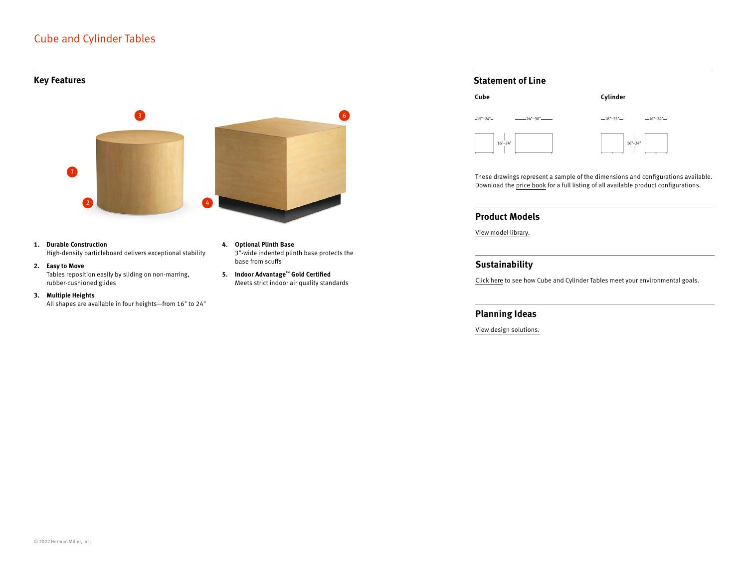# Cube and Cylinder Tables

## Key Features

1. **Durable Construction**
   High-density particleboard delivers exceptional stability
2. **Easy to Move**
   Tables reposition easily by sliding on non-marring, rubber-cushioned glides
3. **Multiple Heights**
   All shapes are available in four heights—from 16" to 24"
4. **Optional Plinth Base**
   3"-wide indented plinth base protects the base from scuffs
5. **Indoor Advantage™ Gold Certified**
   Meets strict indoor air quality standards

## Statement of Line

**Cube**

15"–24"

24"–30"

16"–24"

**Cylinder**

18"–35"

16"–24"

16"–24"

These drawings represent a sample of the dimensions and configurations available. Download the price book for a full listing of all available product configurations.

## Product Models

View model library.

## Sustainability

Click here to see how Cube and Cylinder Tables meet your environmental goals.

## Planning Ideas

View design solutions.

© 2022 Herman Miller, Inc.